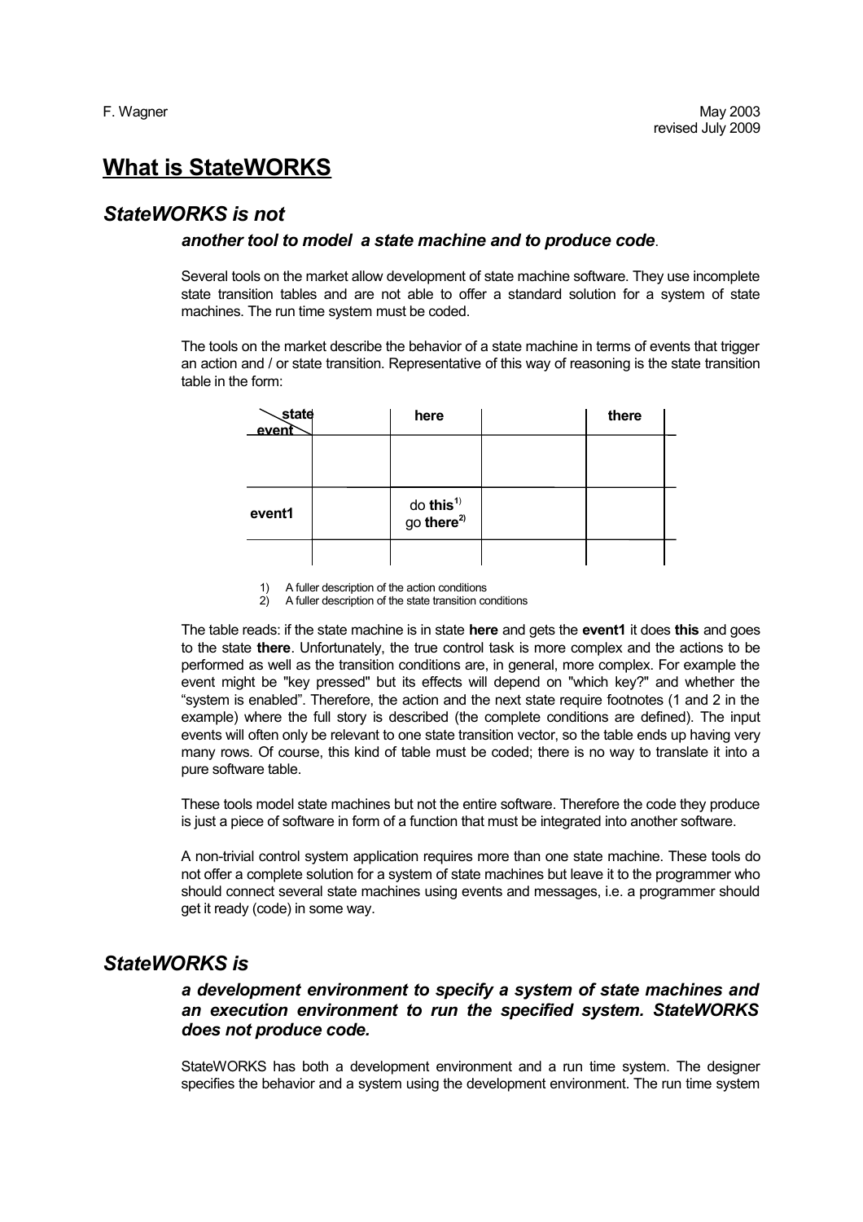F. Wagner May 2003
revised July 2009

# What is StateWORKS

## StateWORKS is not

### another tool to model a state machine and to produce code.

Several tools on the market allow development of state machine software. They use incomplete state transition tables and are not able to offer a standard solution for a system of state machines. The run time system must be coded.

The tools on the market describe the behavior of a state machine in terms of events that trigger an action and / or state transition. Representative of this way of reasoning is the state transition table in the form:

| state / event | | here | | there |
|---|---|---|---|---|
| | | | | |
| event1 | | do **this**[1)] go **there**[2)] | | |
| | | | | |

1) A fuller description of the action conditions
2) A fuller description of the state transition conditions

The table reads: if the state machine is in state **here** and gets the **event1** it does **this** and goes to the state **there**. Unfortunately, the true control task is more complex and the actions to be performed as well as the transition conditions are, in general, more complex. For example the event might be "key pressed" but its effects will depend on "which key?" and whether the "system is enabled". Therefore, the action and the next state require footnotes (1 and 2 in the example) where the full story is described (the complete conditions are defined). The input events will often only be relevant to one state transition vector, so the table ends up having very many rows. Of course, this kind of table must be coded; there is no way to translate it into a pure software table.

These tools model state machines but not the entire software. Therefore the code they produce is just a piece of software in form of a function that must be integrated into another software.

A non-trivial control system application requires more than one state machine. These tools do not offer a complete solution for a system of state machines but leave it to the programmer who should connect several state machines using events and messages, i.e. a programmer should get it ready (code) in some way.

## StateWORKS is

### a development environment to specify a system of state machines and an execution environment to run the specified system. StateWORKS does not produce code.

StateWORKS has both a development environment and a run time system. The designer specifies the behavior and a system using the development environment. The run time system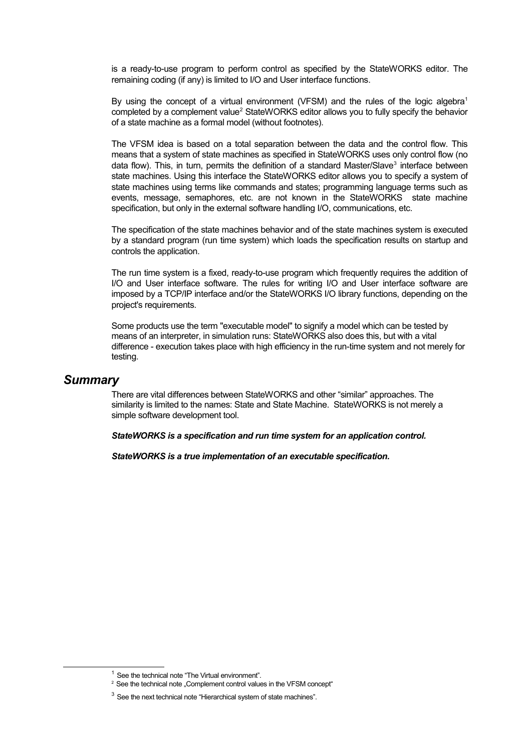is a ready-to-use program to perform control as specified by the StateWORKS editor. The remaining coding (if any) is limited to I/O and User interface functions.

By using the concept of a virtual environment (VFSM) and the rules of the logic algebra[1] completed by a complement value[2] StateWORKS editor allows you to fully specify the behavior of a state machine as a formal model (without footnotes).

The VFSM idea is based on a total separation between the data and the control flow. This means that a system of state machines as specified in StateWORKS uses only control flow (no data flow). This, in turn, permits the definition of a standard Master/Slave[3] interface between state machines. Using this interface the StateWORKS editor allows you to specify a system of state machines using terms like commands and states; programming language terms such as events, message, semaphores, etc. are not known in the StateWORKS state machine specification, but only in the external software handling I/O, communications, etc.

The specification of the state machines behavior and of the state machines system is executed by a standard program (run time system) which loads the specification results on startup and controls the application.

The run time system is a fixed, ready-to-use program which frequently requires the addition of I/O and User interface software. The rules for writing I/O and User interface software are imposed by a TCP/IP interface and/or the StateWORKS I/O library functions, depending on the project's requirements.

Some products use the term "executable model" to signify a model which can be tested by means of an interpreter, in simulation runs: StateWORKS also does this, but with a vital difference - execution takes place with high efficiency in the run-time system and not merely for testing.

## Summary

There are vital differences between StateWORKS and other “similar” approaches. The similarity is limited to the names: State and State Machine. StateWORKS is not merely a simple software development tool.

***StateWORKS is a specification and run time system for an application control.***

***StateWORKS is a true implementation of an executable specification.***

---

[1] See the technical note “The Virtual environment”.

[2] See the technical note „Complement control values in the VFSM concept“

[3] See the next technical note “Hierarchical system of state machines”.